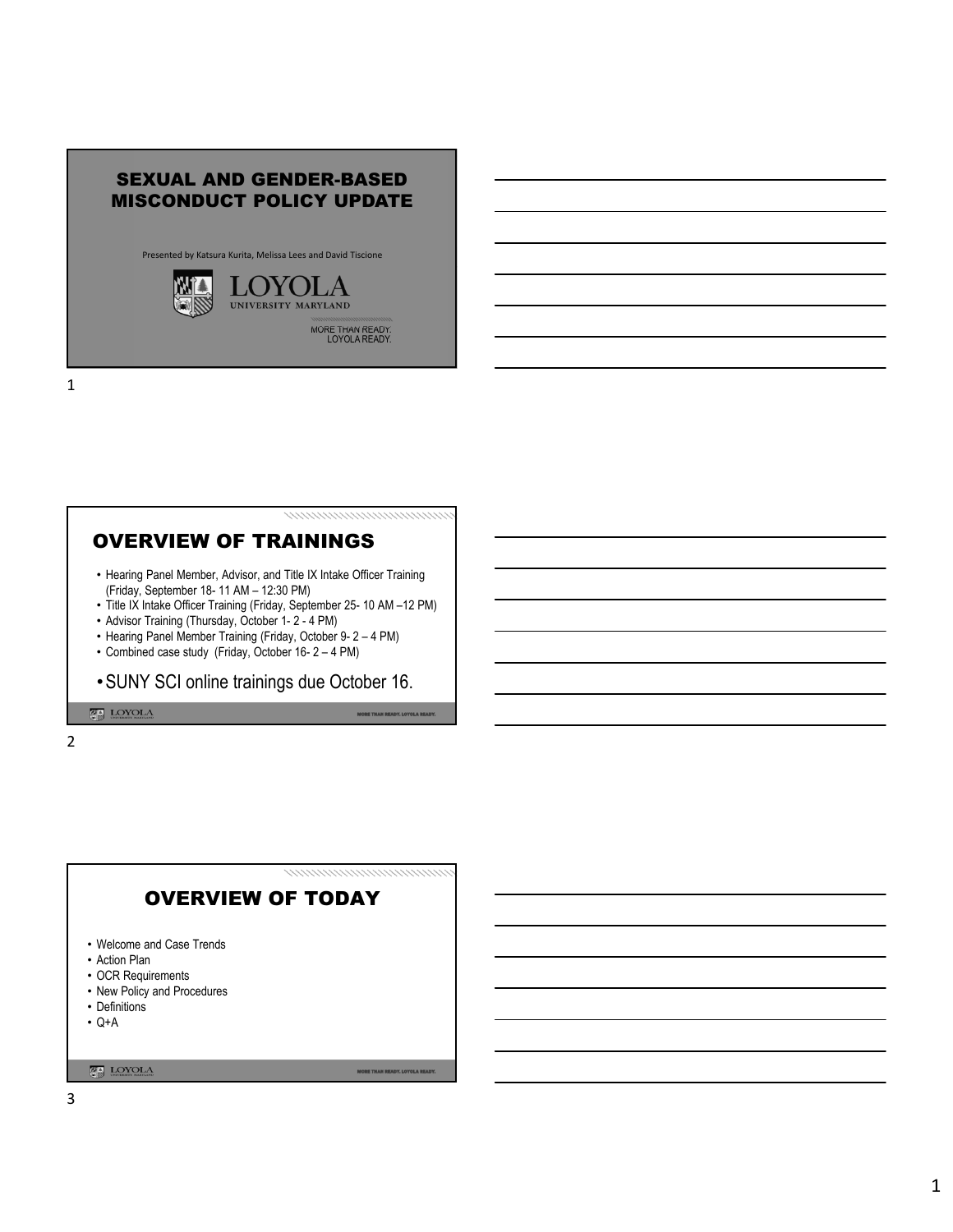# SEXUAL AND GENDER-BASED MISCONDUCT POLICY UPDATE

Presented by Katsura Kurita, Melissa Lees and David Tiscione

LOYOLA UNIVERSITY MARYLAND

MORE THAN READY. LOYOLA READY.

## OVERVIEW OF TRAININGS

- Hearing Panel Member, Advisor, and Title IX Intake Officer Training (Friday, September 18- 11 AM – 12:30 PM)
- Title IX Intake Officer Training (Friday, September 25- 10 AM –12 PM)
- Advisor Training (Thursday, October 1- 2 - 4 PM)
- Hearing Panel Member Training (Friday, October 9- 2 – 4 PM)
- Combined case study (Friday, October 16- 2 – 4 PM)
- SUNY SCI online trainings due October 16.

## OVERVIEW OF TODAY

- Welcome and Case Trends
- Action Plan
- OCR Requirements
- New Policy and Procedures
- Definitions
- Q+A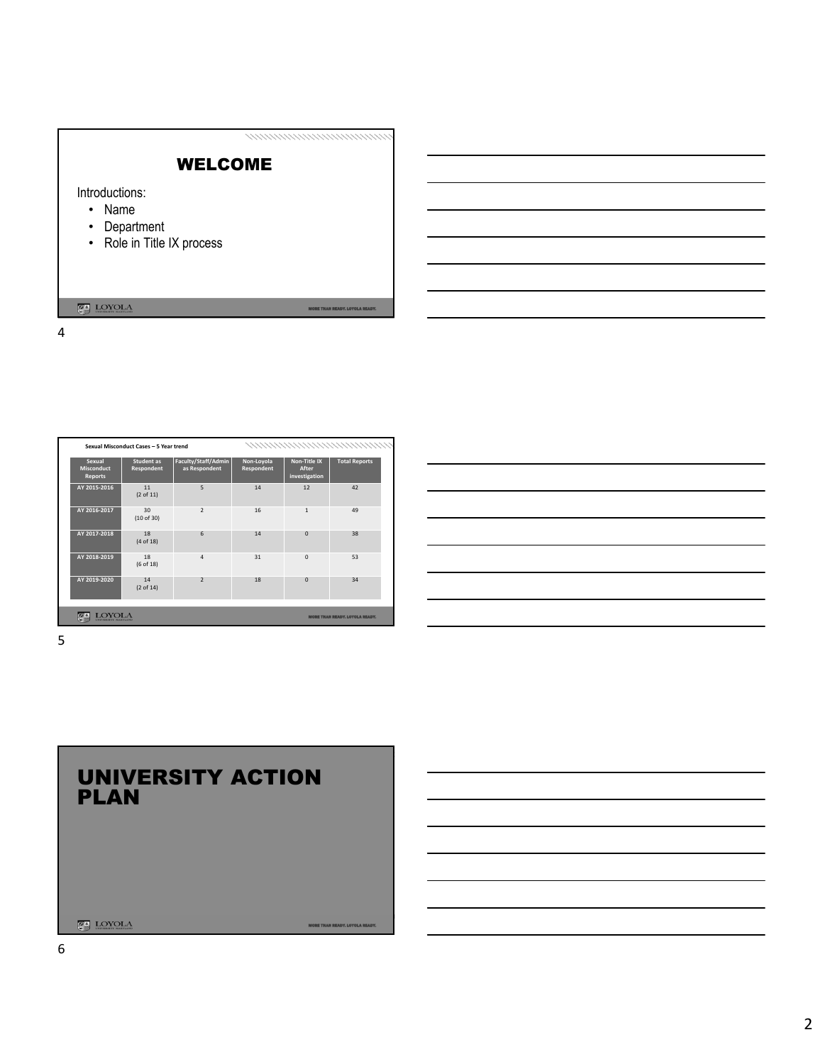## WELCOME

Introductions:

- Name
- Department
- Role in Title IX process

**Sexual Misconduct Cases – 5 Year trend**

| Sexual Misconduct Reports | Student as Respondent | Faculty/Staff/Admin as Respondent | Non-Loyola Respondent | Non-Title IX After investigation | Total Reports |
|---|---|---|---|---|---|
| AY 2015-2016 | 11 (2 of 11) | 5 | 14 | 12 | 42 |
| AY 2016-2017 | 30 (10 of 30) | 2 | 16 | 1 | 49 |
| AY 2017-2018 | 18 (4 of 18) | 6 | 14 | 0 | 38 |
| AY 2018-2019 | 18 (6 of 18) | 4 | 31 | 0 | 53 |
| AY 2019-2020 | 14 (2 of 14) | 2 | 18 | 0 | 34 |

# UNIVERSITY ACTION PLAN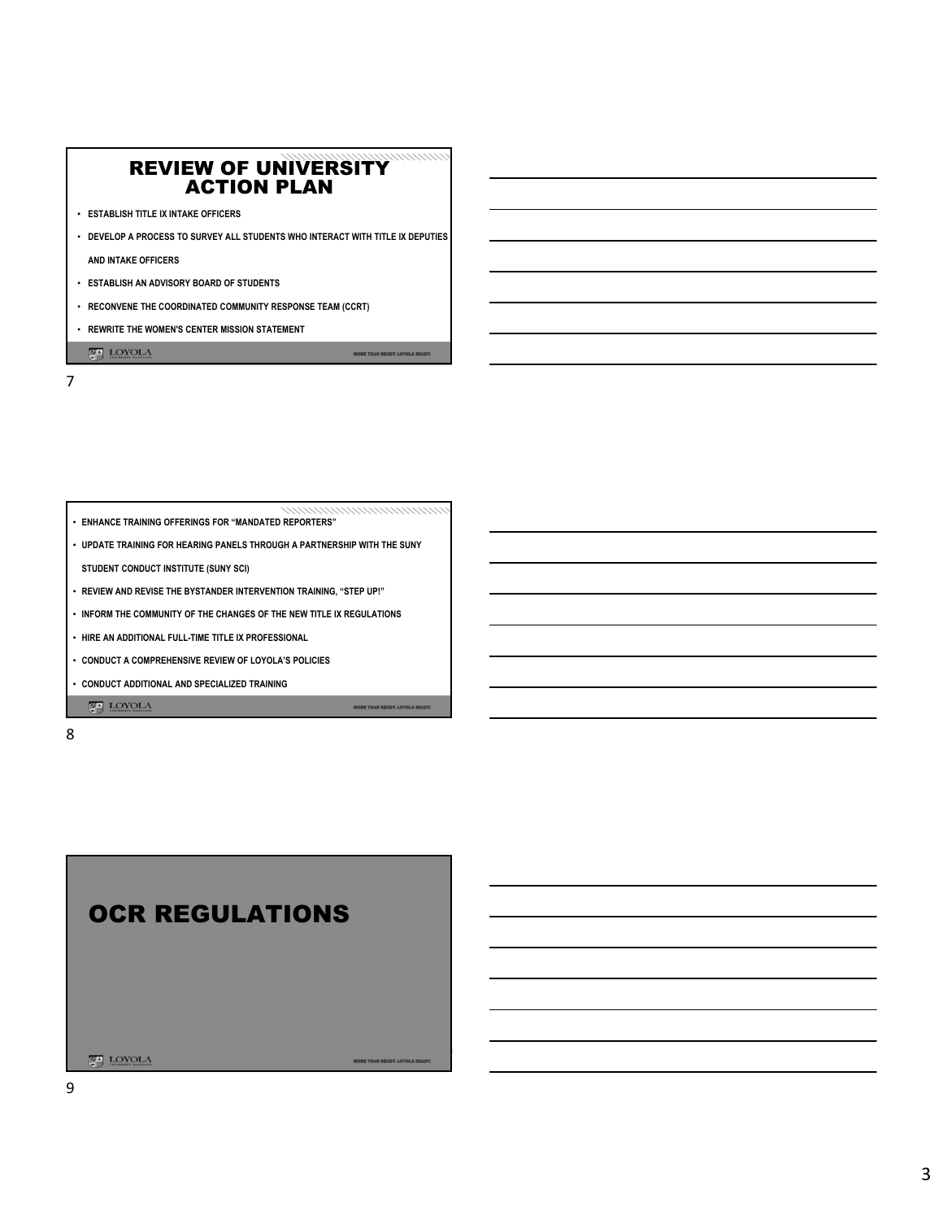## REVIEW OF UNIVERSITY ACTION PLAN

- ESTABLISH TITLE IX INTAKE OFFICERS
- DEVELOP A PROCESS TO SURVEY ALL STUDENTS WHO INTERACT WITH TITLE IX DEPUTIES AND INTAKE OFFICERS
- ESTABLISH AN ADVISORY BOARD OF STUDENTS
- RECONVENE THE COORDINATED COMMUNITY RESPONSE TEAM (CCRT)
- REWRITE THE WOMEN'S CENTER MISSION STATEMENT

LOYOLA — MORE THAN READY. LOYOLA READY.

- ENHANCE TRAINING OFFERINGS FOR "MANDATED REPORTERS"
- UPDATE TRAINING FOR HEARING PANELS THROUGH A PARTNERSHIP WITH THE SUNY STUDENT CONDUCT INSTITUTE (SUNY SCI)
- REVIEW AND REVISE THE BYSTANDER INTERVENTION TRAINING, "STEP UP!"
- INFORM THE COMMUNITY OF THE CHANGES OF THE NEW TITLE IX REGULATIONS
- HIRE AN ADDITIONAL FULL-TIME TITLE IX PROFESSIONAL
- CONDUCT A COMPREHENSIVE REVIEW OF LOYOLA'S POLICIES
- CONDUCT ADDITIONAL AND SPECIALIZED TRAINING

LOYOLA — MORE THAN READY. LOYOLA READY.

## OCR REGULATIONS

LOYOLA — MORE THAN READY. LOYOLA READY.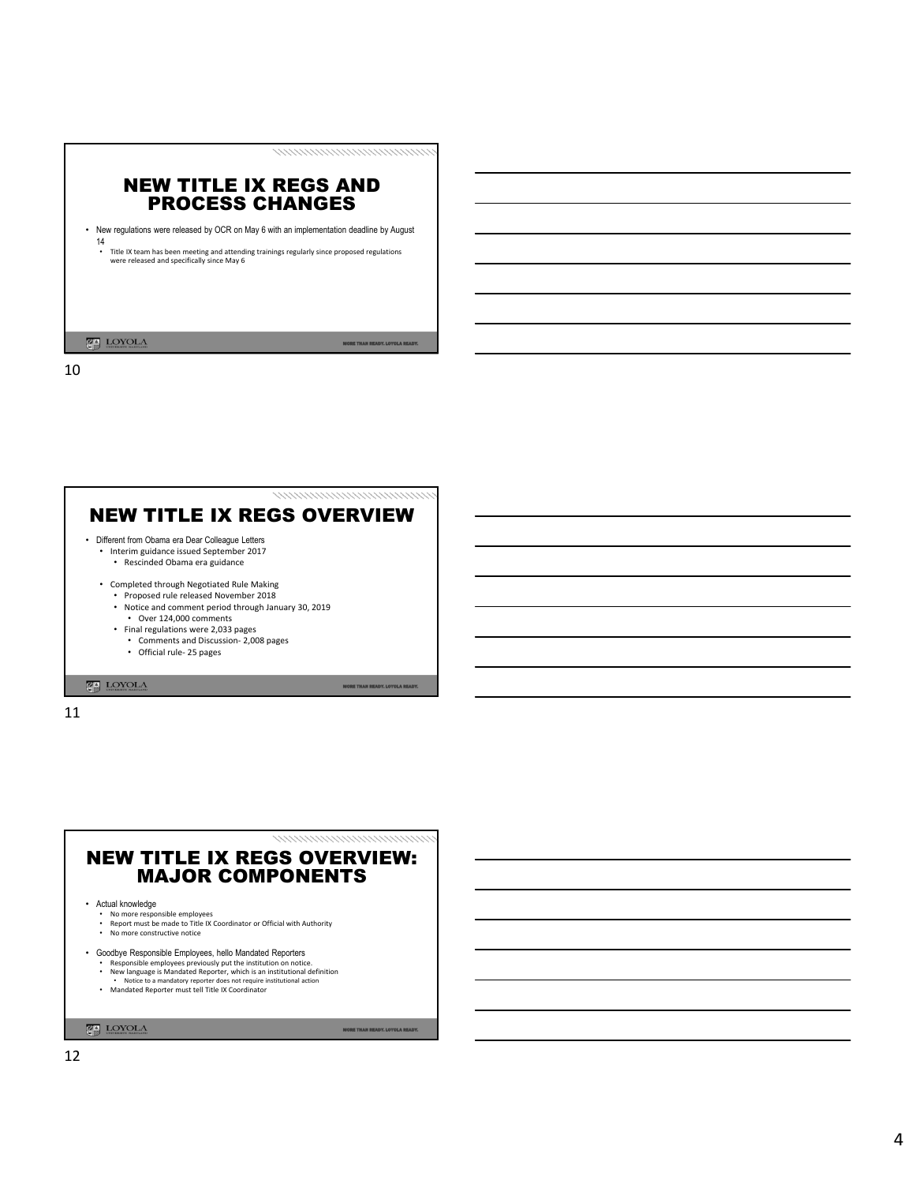## NEW TITLE IX REGS AND PROCESS CHANGES

- New regulations were released by OCR on May 6 with an implementation deadline by August 14
  - Title IX team has been meeting and attending trainings regularly since proposed regulations were released and specifically since May 6

LOYOLA

MORE THAN READY. LOYOLA READY.

## NEW TITLE IX REGS OVERVIEW

- Different from Obama era Dear Colleague Letters
  - Interim guidance issued September 2017
    - Rescinded Obama era guidance
  - Completed through Negotiated Rule Making
    - Proposed rule released November 2018
    - Notice and comment period through January 30, 2019
      - Over 124,000 comments
    - Final regulations were 2,033 pages
      - Comments and Discussion- 2,008 pages
      - Official rule- 25 pages

LOYOLA

MORE THAN READY. LOYOLA READY.

## NEW TITLE IX REGS OVERVIEW: MAJOR COMPONENTS

- Actual knowledge
  - No more responsible employees
  - Report must be made to Title IX Coordinator or Official with Authority
  - No more constructive notice
- Goodbye Responsible Employees, hello Mandated Reporters
  - Responsible employees previously put the institution on notice.
  - New language is Mandated Reporter, which is an institutional definition
    - Notice to a mandatory reporter does not require institutional action
  - Mandated Reporter must tell Title IX Coordinator

LOYOLA

MORE THAN READY. LOYOLA READY.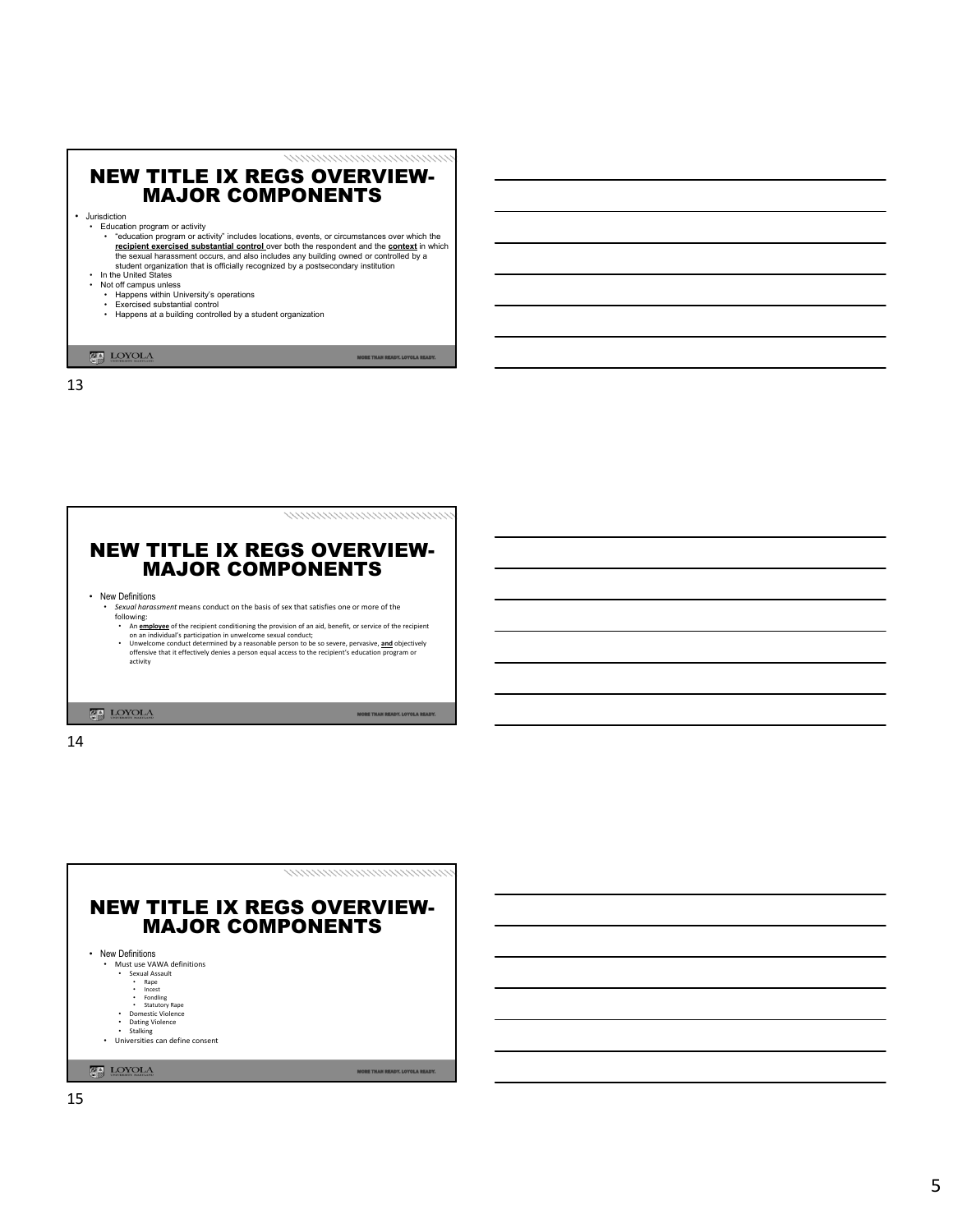# NEW TITLE IX REGS OVERVIEW-MAJOR COMPONENTS

- Jurisdiction
  - Education program or activity
    - "education program or activity" includes locations, events, or circumstances over which the **recipient exercised substantial control** over both the respondent and the **context** in which the sexual harassment occurs, and also includes any building owned or controlled by a student organization that is officially recognized by a postsecondary institution
  - In the United States
  - Not off campus unless
    - Happens within University's operations
    - Exercised substantial control
    - Happens at a building controlled by a student organization

# NEW TITLE IX REGS OVERVIEW-MAJOR COMPONENTS

- New Definitions
  - *Sexual harassment* means conduct on the basis of sex that satisfies one or more of the following:
    - An **employee** of the recipient conditioning the provision of an aid, benefit, or service of the recipient on an individual's participation in unwelcome sexual conduct;
    - Unwelcome conduct determined by a reasonable person to be so severe, pervasive, **and** objectively offensive that it effectively denies a person equal access to the recipient's education program or activity

# NEW TITLE IX REGS OVERVIEW-MAJOR COMPONENTS

- New Definitions
  - Must use VAWA definitions
    - Sexual Assault
      - Rape
      - Incest
      - Fondling
      - Statutory Rape
    - Domestic Violence
    - Dating Violence
    - Stalking
  - Universities can define consent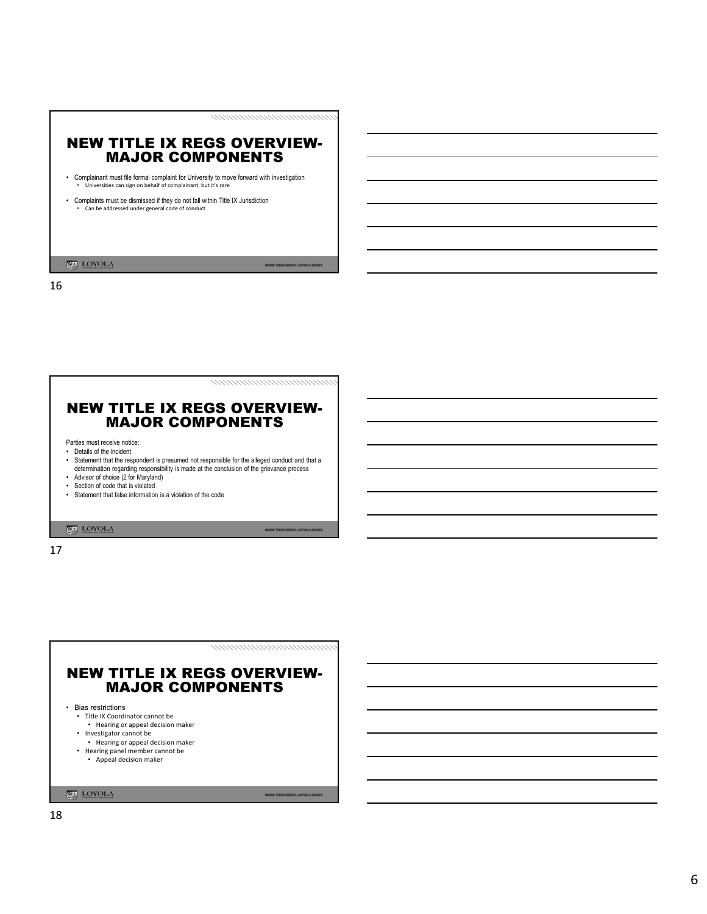## NEW TITLE IX REGS OVERVIEW-MAJOR COMPONENTS

- Complainant must file formal complaint for University to move forward with investigation
  - Universities can sign on behalf of complainant, but it's rare
- Complaints must be dismissed if they do not fall within Title IX Jurisdiction
  - Can be addressed under general code of conduct

## NEW TITLE IX REGS OVERVIEW-MAJOR COMPONENTS

Parties must receive notice:

- Details of the incident
- Statement that the respondent is presumed not responsible for the alleged conduct and that a determination regarding responsibility is made at the conclusion of the grievance process
- Advisor of choice (2 for Maryland)
- Section of code that is violated
- Statement that false information is a violation of the code

## NEW TITLE IX REGS OVERVIEW-MAJOR COMPONENTS

- Bias restrictions
  - Title IX Coordinator cannot be
    - Hearing or appeal decision maker
  - Investigator cannot be
    - Hearing or appeal decision maker
  - Hearing panel member cannot be
    - Appeal decision maker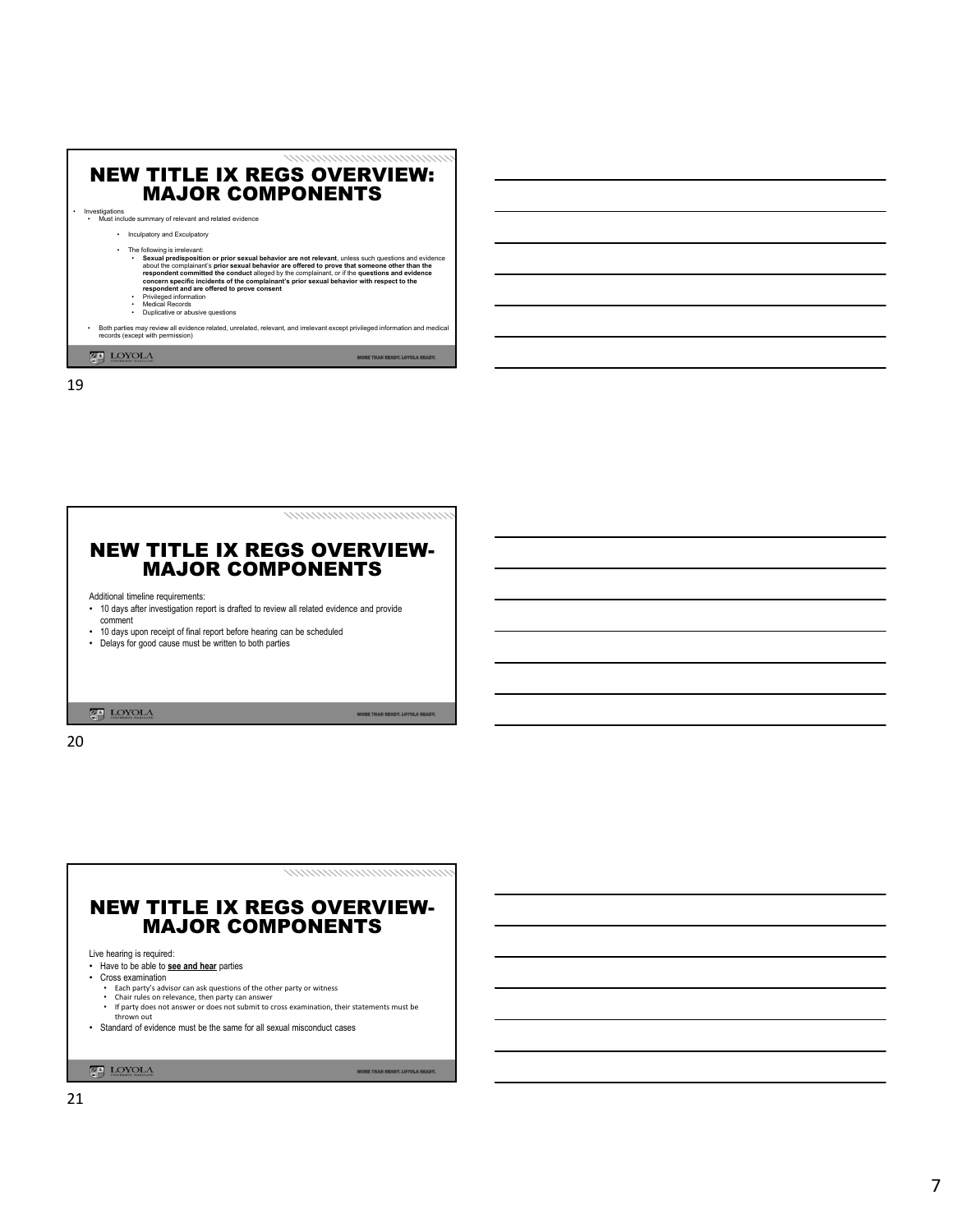## NEW TITLE IX REGS OVERVIEW: MAJOR COMPONENTS

- Investigations
  - Must include summary of relevant and related evidence
    - Inculpatory and Exculpatory
    - The following is irrelevant:
      - **Sexual predisposition or prior sexual behavior are not relevant**, unless such questions and evidence about the complainant's **prior sexual behavior are offered to prove that someone other than the respondent committed the conduct** alleged by the complainant, or if the **questions and evidence concern specific incidents of the complainant's prior sexual behavior with respect to the respondent and are offered to prove consent**
      - Privileged information
      - Medical Records
      - Duplicative or abusive questions
  - Both parties may review all evidence related, unrelated, relevant, and irrelevant except privileged information and medical records (except with permission)

## NEW TITLE IX REGS OVERVIEW- MAJOR COMPONENTS

Additional timeline requirements:

- 10 days after investigation report is drafted to review all related evidence and provide comment
- 10 days upon receipt of final report before hearing can be scheduled
- Delays for good cause must be written to both parties

## NEW TITLE IX REGS OVERVIEW- MAJOR COMPONENTS

Live hearing is required:

- Have to be able to **see and hear** parties
- Cross examination
  - Each party's advisor can ask questions of the other party or witness
  - Chair rules on relevance, then party can answer
  - If party does not answer or does not submit to cross examination, their statements must be thrown out
- Standard of evidence must be the same for all sexual misconduct cases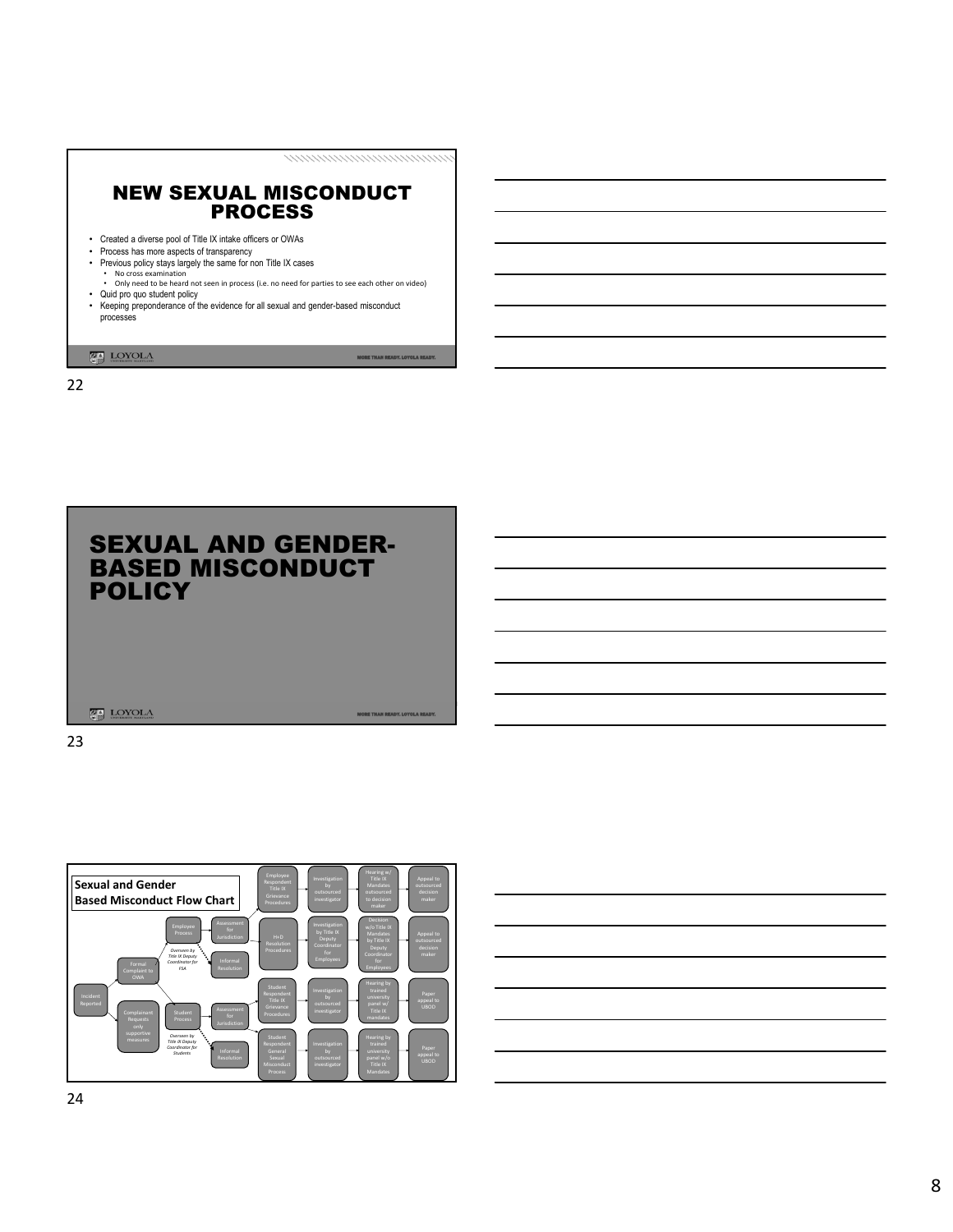## NEW SEXUAL MISCONDUCT PROCESS

- Created a diverse pool of Title IX intake officers or OWAs
- Process has more aspects of transparency
- Previous policy stays largely the same for non Title IX cases
  - No cross examination
  - Only need to be heard not seen in process (i.e. no need for parties to see each other on video)
- Quid pro quo student policy
- Keeping preponderance of the evidence for all sexual and gender-based misconduct processes

LOYOLA

MORE THAN READY. LOYOLA READY.

## SEXUAL AND GENDER-BASED MISCONDUCT POLICY

LOYOLA

MORE THAN READY. LOYOLA READY.

**Sexual and Gender Based Misconduct Flow Chart**

- Incident Reported
  - Formal Complaint to OWA
    - Employee Process (*Overseen by Title IX Deputy Coordinator for FSA*)
      - Assessment for Jurisdiction
        - Employee Respondent Title IX Grievance Procedures → Investigation by outsourced investigator → Hearing w/ Title IX Mandates outsourced to decision maker → Appeal to outsourced decision maker
        - H+D Resolution Procedures → Investigation by Title IX Deputy Coordinator for Employees → Decision w/o Title IX Mandates by Title IX Deputy Coordinator for Employees → Appeal to outsourced decision maker
      - Informal Resolution
    - Student Process (*Overseen by Title IX Deputy Coordinator for Students*)
      - Assessment for Jurisdiction
        - Student Respondent Title IX Grievance Procedures → Investigation by outsourced investigator → Hearing by trained university panel w/ Title IX mandates → Paper appeal to UBOD
        - Student Respondent General Sexual Misconduct Process → Investigation by outsourced investigator → Hearing by trained university panel w/o Title IX Mandates → Paper appeal to UBOD
      - Informal Resolution
  - Complainant Requests only supportive measures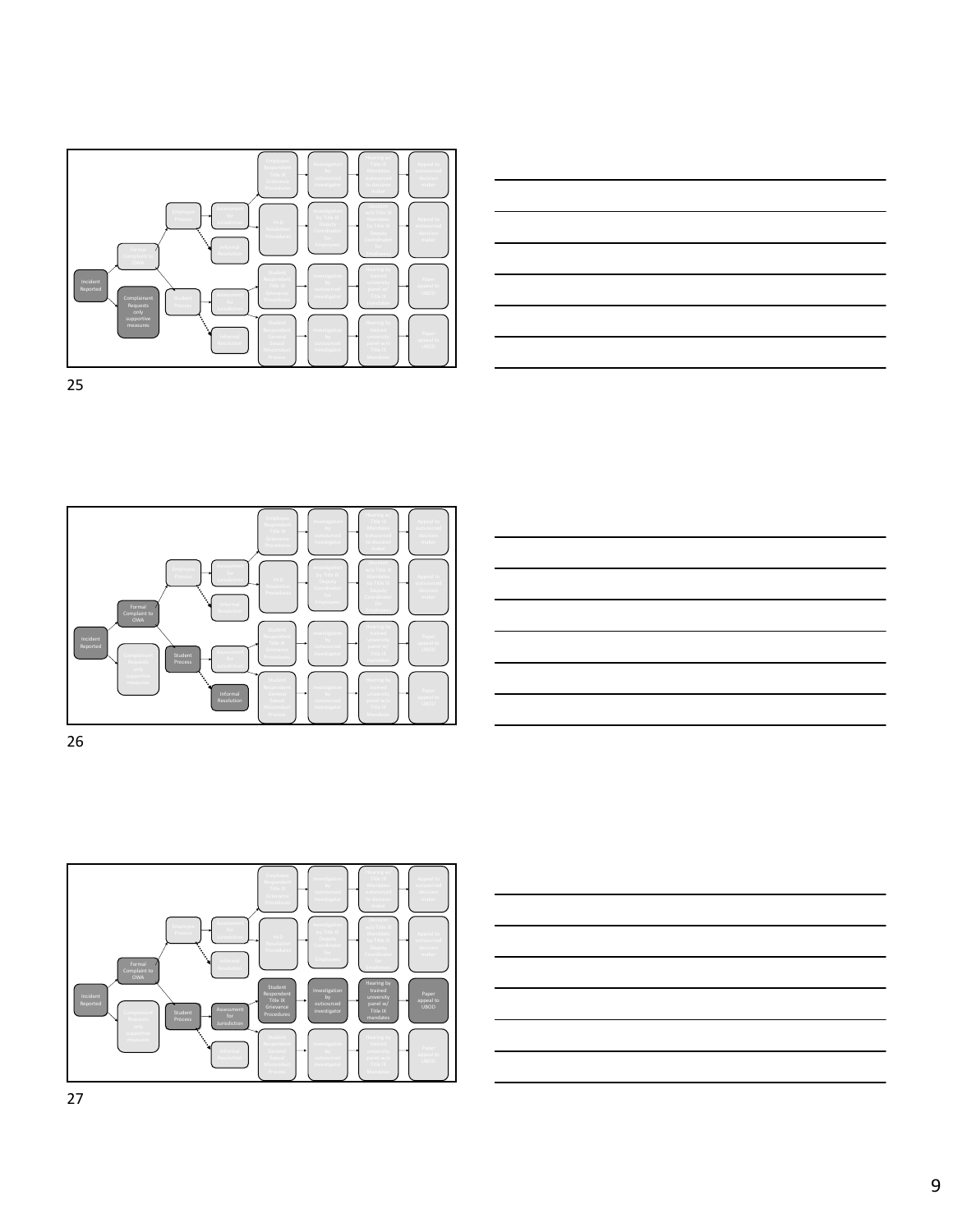Incident Reported

Formal Complaint to OWA

Complainant Requests only supportive measures

Employee Process

Student Process

Assessment for Jurisdiction

Informal Resolution

Employee Respondent Title IX Grievance Procedures → Investigation by outsourced investigator → Hearing by Title IX Mandates outsourced to decision maker → Appeal to outsourced decision maker

HHD Resolution Procedures → Investigation by Title IX Deputy Coordinator for Employees → Hearing w/o Title IX Mandates by Title IX Deputy Coordinator for Employees → Appeal to outsourced decision maker

Student Respondent Title IX Grievance Procedures → Investigation by outsourced investigator → Hearing by trained university panel w/ Title IX mandates → Paper appeal to UBOD

Student Respondent General Sexual Misconduct Process → Investigation by outsourced investigator → Hearing by trained university panel w/o Title IX Mandates → Paper appeal to UBOD

25

Incident Reported

Formal Complaint to OWA

Complainant Requests only supportive measures

Employee Process

Student Process

Assessment for Jurisdiction

Informal Resolution

Employee Respondent Title IX Grievance Procedures → Investigation by outsourced investigator → Hearing by Title IX Mandates outsourced to decision maker → Appeal to outsourced decision maker

HHD Resolution Procedures → Investigation by Title IX Deputy Coordinator for Employees → Hearing w/o Title IX Mandates by Title IX Deputy Coordinator for Employees → Appeal to outsourced decision maker

Student Respondent Title IX Grievance Procedures → Investigation by outsourced investigator → Hearing by trained university panel w/ Title IX mandates → Paper appeal to UBOD

Student Respondent General Sexual Misconduct Process → Investigation by outsourced investigator → Hearing by trained university panel w/o Title IX Mandates → Paper appeal to UBOD

26

Incident Reported

Formal Complaint to OWA

Complainant Requests only supportive measures

Employee Process

Student Process

Assessment for Jurisdiction

Informal Resolution

Employee Respondent Title IX Grievance Procedures → Investigation by outsourced investigator → Hearing by Title IX Mandates outsourced to decision maker → Appeal to outsourced decision maker

HHD Resolution Procedures → Investigation by Title IX Deputy Coordinator for Employees → Hearing w/o Title IX Mandates by Title IX Deputy Coordinator for Employees → Appeal to outsourced decision maker

Student Respondent Title IX Grievance Procedures → Investigation by outsourced investigator → Hearing by trained university panel w/ Title IX mandates → Paper appeal to UBOD

Student Respondent General Sexual Misconduct Process → Investigation by outsourced investigator → Hearing by trained university panel w/o Title IX Mandates → Paper appeal to UBOD

27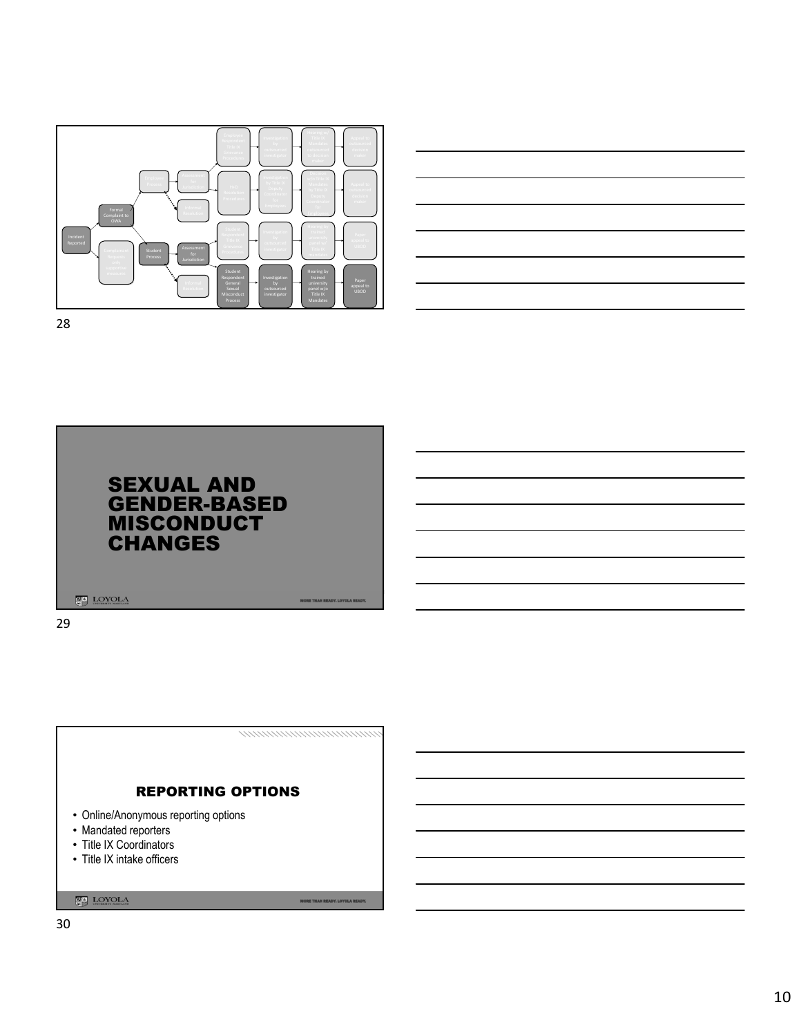Incident Reported

Formal Complaint to OWA

Complainant Requests only supportive measures

Employee Process

Student Process

Assessment for Jurisdiction

Informal Resolution

Employee Respondent Title IX Grievance Procedures

EEO Jurisdiction Procedures

Student Respondent Title IX Grievance Procedures

Student Respondent General Sexual Misconduct Process

Investigation by outsourced investigator

Investigation by Title IX Deputy Coordinator for Employees

Hearing by Title IX Mandates outsourced decision maker

Hearing w/o Title IX Mandates by Title IX Deputy Coordinator for Employees

Hearing by trained university panel w/ Title IX Mandates

Hearing by trained university panel w/o Title IX Mandates

Appeal to outsourced decision maker

Paper appeal to UBOD

# SEXUAL AND GENDER-BASED MISCONDUCT CHANGES

## REPORTING OPTIONS

- Online/Anonymous reporting options
- Mandated reporters
- Title IX Coordinators
- Title IX intake officers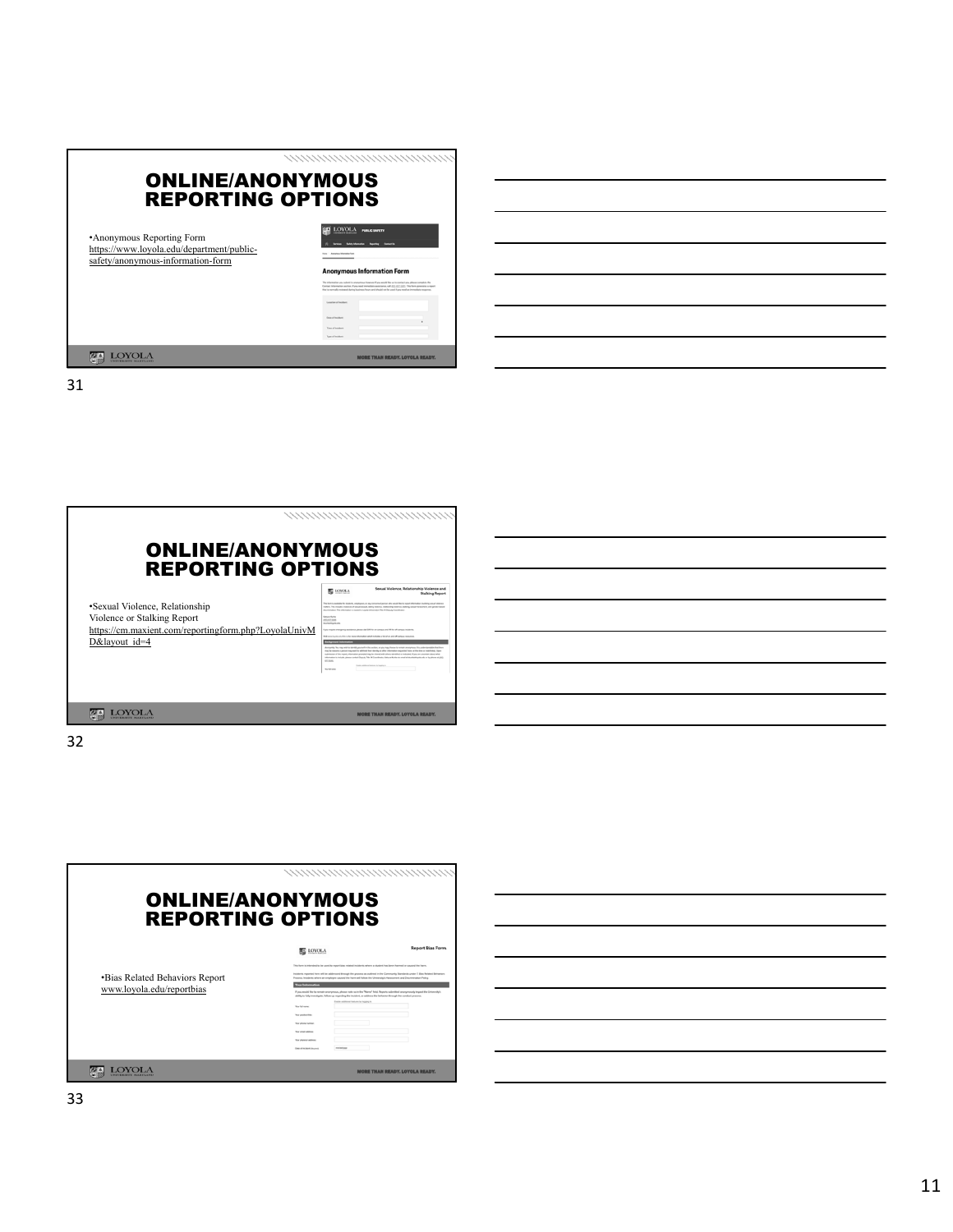## ONLINE/ANONYMOUS REPORTING OPTIONS

- Anonymous Reporting Form https://www.loyola.edu/department/public-safety/anonymous-information-form

## ONLINE/ANONYMOUS REPORTING OPTIONS

- Sexual Violence, Relationship Violence or Stalking Report https://cm.maxient.com/reportingform.php?LoyolaUnivMD&layout_id=4

## ONLINE/ANONYMOUS REPORTING OPTIONS

- Bias Related Behaviors Report www.loyola.edu/reportbias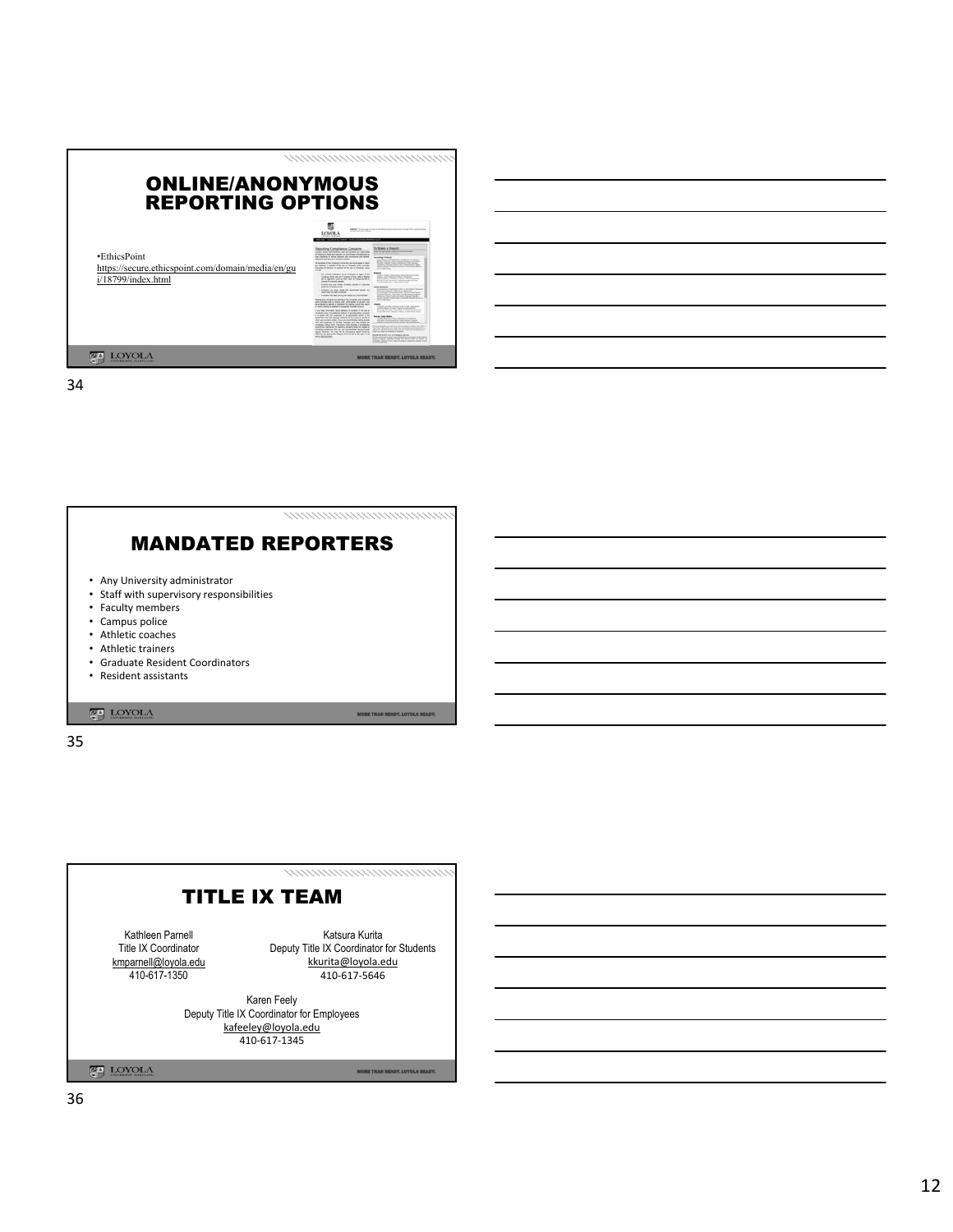## ONLINE/ANONYMOUS REPORTING OPTIONS

- EthicsPoint
https://secure.ethicspoint.com/domain/media/en/gui/18799/index.html

## MANDATED REPORTERS

- Any University administrator
- Staff with supervisory responsibilities
- Faculty members
- Campus police
- Athletic coaches
- Athletic trainers
- Graduate Resident Coordinators
- Resident assistants

## TITLE IX TEAM

Kathleen Parnell
Title IX Coordinator
kmparnell@loyola.edu
410-617-1350

Katsura Kurita
Deputy Title IX Coordinator for Students
kkurita@loyola.edu
410-617-5646

Karen Feely
Deputy Title IX Coordinator for Employees
kafeeley@loyola.edu
410-617-1345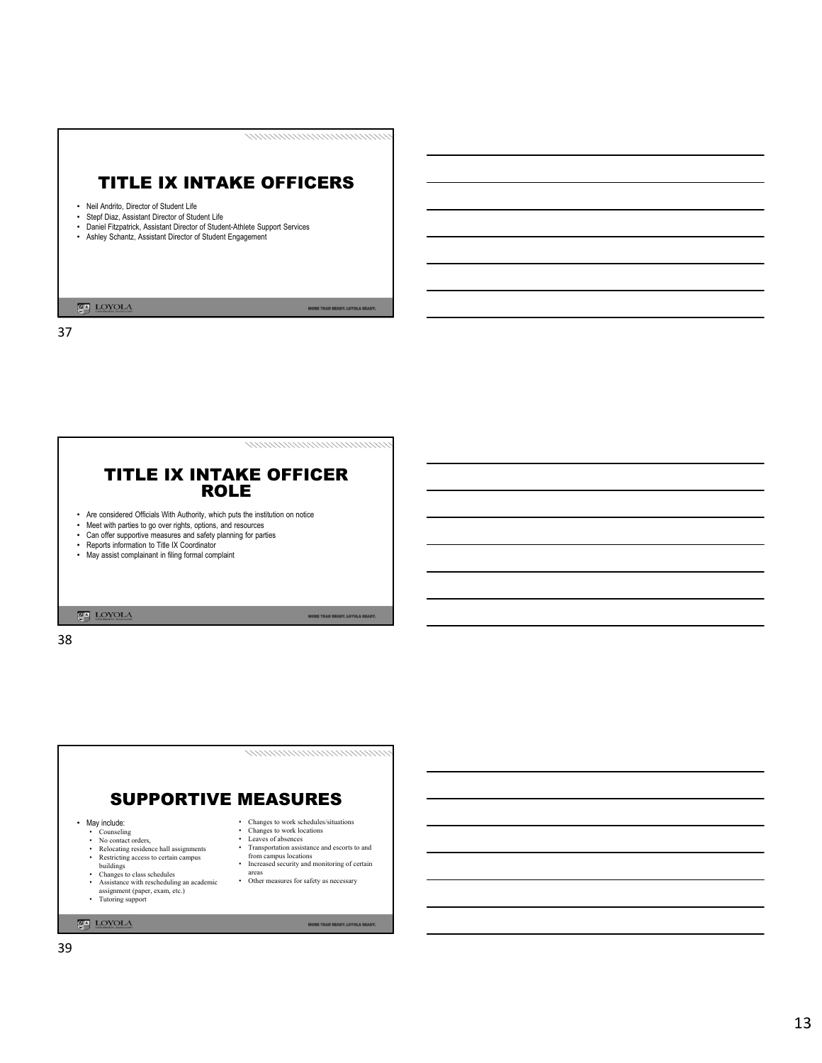# TITLE IX INTAKE OFFICERS

- Neil Andrito, Director of Student Life
- Stepf Diaz, Assistant Director of Student Life
- Daniel Fitzpatrick, Assistant Director of Student-Athlete Support Services
- Ashley Schantz, Assistant Director of Student Engagement

# TITLE IX INTAKE OFFICER ROLE

- Are considered Officials With Authority, which puts the institution on notice
- Meet with parties to go over rights, options, and resources
- Can offer supportive measures and safety planning for parties
- Reports information to Title IX Coordinator
- May assist complainant in filing formal complaint

# SUPPORTIVE MEASURES

- May include:
  - Counseling
  - No contact orders,
  - Relocating residence hall assignments
  - Restricting access to certain campus buildings
  - Changes to class schedules
  - Assistance with rescheduling an academic assignment (paper, exam, etc.)
  - Tutoring support
  - Changes to work schedules/situations
  - Changes to work locations
  - Leaves of absences
  - Transportation assistance and escorts to and from campus locations
  - Increased security and monitoring of certain areas
  - Other measures for safety as necessary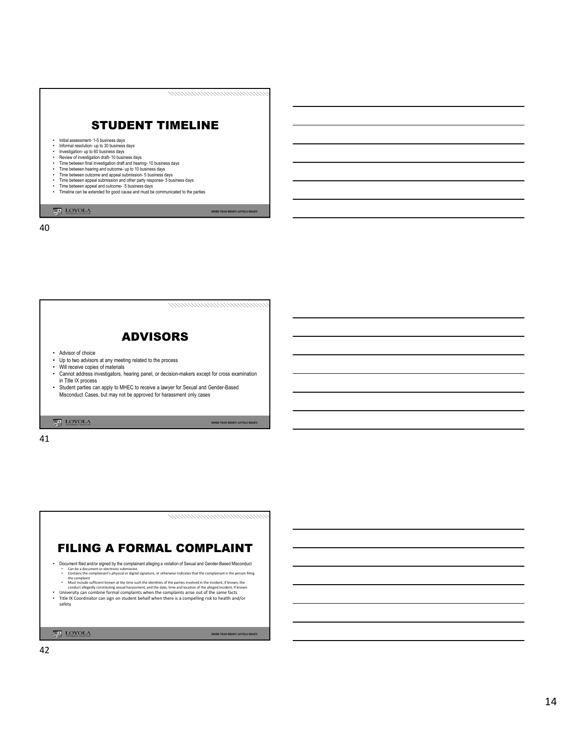## STUDENT TIMELINE

- Initial assessment- 1-5 business days
- Informal resolution- up to 30 business days
- Investigation- up to 60 business days
- Review of investigation draft- 10 business days
- Time between final investigation draft and hearing- 10 business days
- Time between hearing and outcome- up to 10 business days
- Time between outcome and appeal submission- 5 business days
- Time between appeal submission and other party response- 5 business days
- Time between appeal and outcome- 5 business days
- Timeline can be extended for good cause and must be communicated to the parties

40

## ADVISORS

- Advisor of choice
- Up to two advisors at any meeting related to the process
- Will receive copies of materials
- Cannot address investigators, hearing panel, or decision-makers except for cross examination in Title IX process
- Student parties can apply to MHEC to receive a lawyer for Sexual and Gender-Based Misconduct Cases, but may not be approved for harassment only cases

41

## FILING A FORMAL COMPLAINT

- Document filed and/or signed by the complainant alleging a violation of Sexual and Gender-Based Misconduct
  - Can be a document or electronic submission
  - Contains the complainant's physical or digital signature, or otherwise indicates that the complainant is the person filing the complaint
  - Must include sufficient known at the time such the identities of the parties involved in the incident, if known, the conduct allegedly constituting sexual harassment, and the date, time and location of the alleged incident, if known
- University can combine formal complaints when the complaints arise out of the same facts
- Title IX Coordinator can sign on student behalf when there is a compelling risk to health and/or safety

42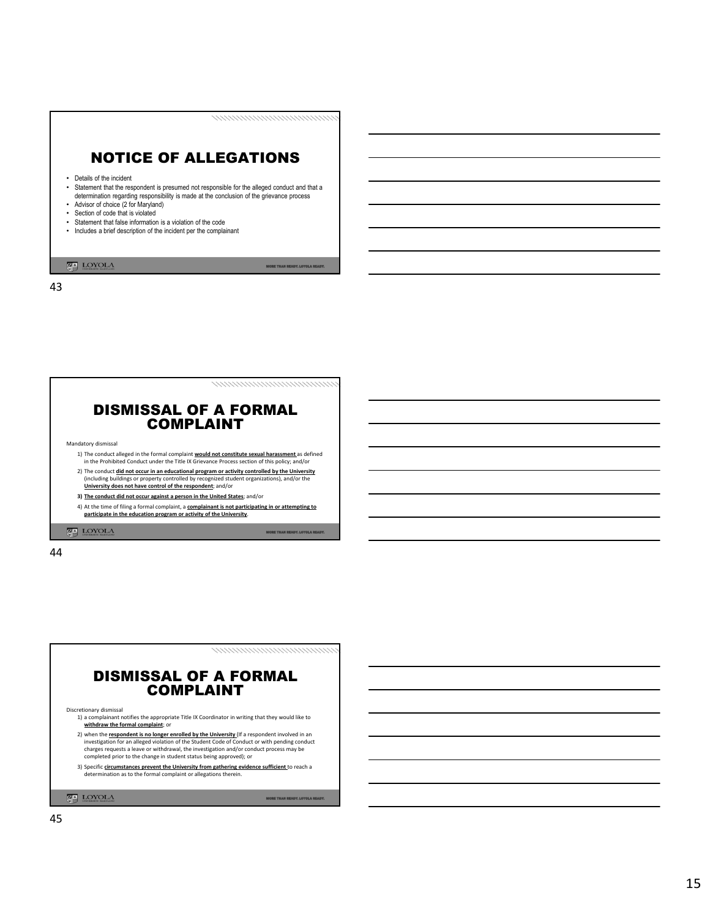## NOTICE OF ALLEGATIONS

- Details of the incident
- Statement that the respondent is presumed not responsible for the alleged conduct and that a determination regarding responsibility is made at the conclusion of the grievance process
- Advisor of choice (2 for Maryland)
- Section of code that is violated
- Statement that false information is a violation of the code
- Includes a brief description of the incident per the complainant

## DISMISSAL OF A FORMAL COMPLAINT

Mandatory dismissal

1) The conduct alleged in the formal complaint **would not constitute sexual harassment** as defined in the Prohibited Conduct under the Title IX Grievance Process section of this policy; and/or
2) The conduct **did not occur in an educational program or activity controlled by the University** (including buildings or property controlled by recognized student organizations), and/or the **University does not have control of the respondent**; and/or
3) **The conduct did not occur against a person in the United States**; and/or
4) At the time of filing a formal complaint, a **complainant is not participating in or attempting to participate in the education program or activity of the University**.

## DISMISSAL OF A FORMAL COMPLAINT

Discretionary dismissal

1) a complainant notifies the appropriate Title IX Coordinator in writing that they would like to **withdraw the formal complaint**; or
2) when the **respondent is no longer enrolled by the University** (If a respondent involved in an investigation for an alleged violation of the Student Code of Conduct or with pending conduct charges requests a leave or withdrawal, the investigation and/or conduct process may be completed prior to the change in student status being approved); or
3) Specific **circumstances prevent the University from gathering evidence sufficient** to reach a determination as to the formal complaint or allegations therein.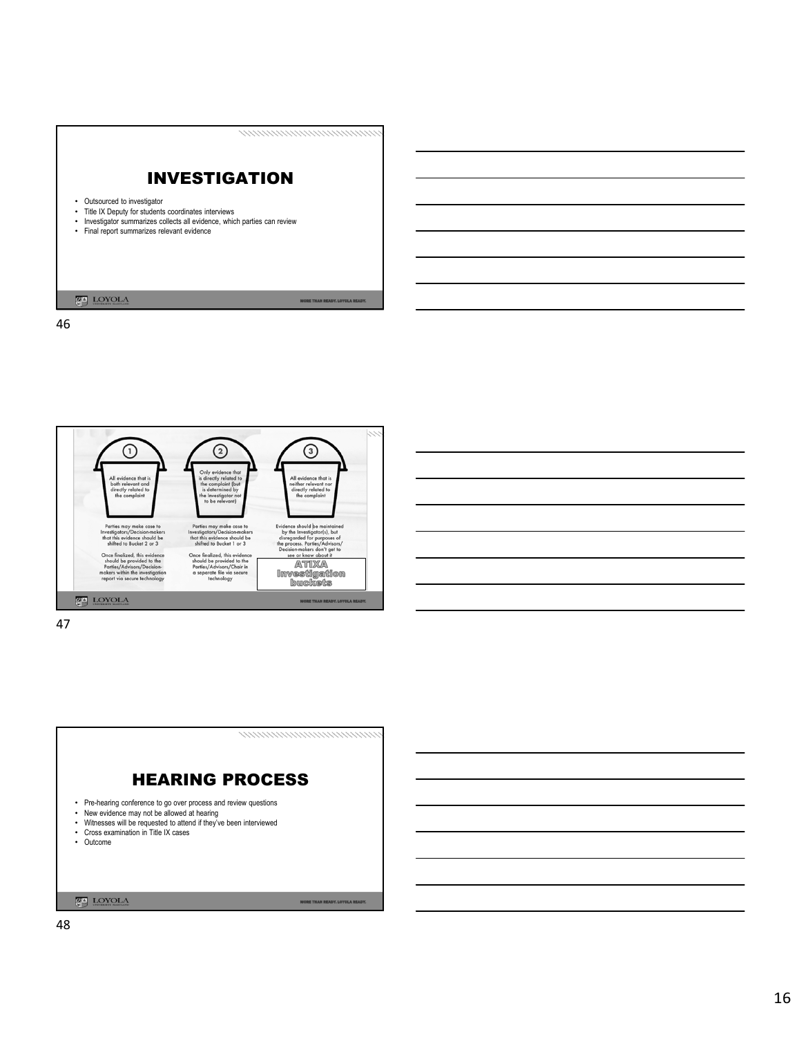## INVESTIGATION

- Outsourced to investigator
- Title IX Deputy for students coordinates interviews
- Investigator summarizes collects all evidence, which parties can review
- Final report summarizes relevant evidence

1. All evidence that is both relevant and directly related to the complaint

   Parties may make case to Investigators/Decision-makers that this evidence should be shifted to Bucket 2 or 3

   Once finalized, this evidence should be provided to the Parties/Advisors/Decision-makers within the investigation report via secure technology

2. Only evidence that is directly related to the complaint (but is determined by the investigator not to be relevant)

   Parties may make case to Investigators/Decision-makers that this evidence should be shifted to Bucket 1 or 3

   Once finalized, this evidence should be provided to the Parties/Advisors/Chair in a separate file via secure technology

3. All evidence that is neither relevant nor directly related to the complaint

   Evidence should be maintained by the Investigator(s), but disregarded for purposes of the process. Parties/Advisors/Decision-makers don't get to see or know about it

**ATIXA Investigation buckets**

## HEARING PROCESS

- Pre-hearing conference to go over process and review questions
- New evidence may not be allowed at hearing
- Witnesses will be requested to attend if they've been interviewed
- Cross examination in Title IX cases
- Outcome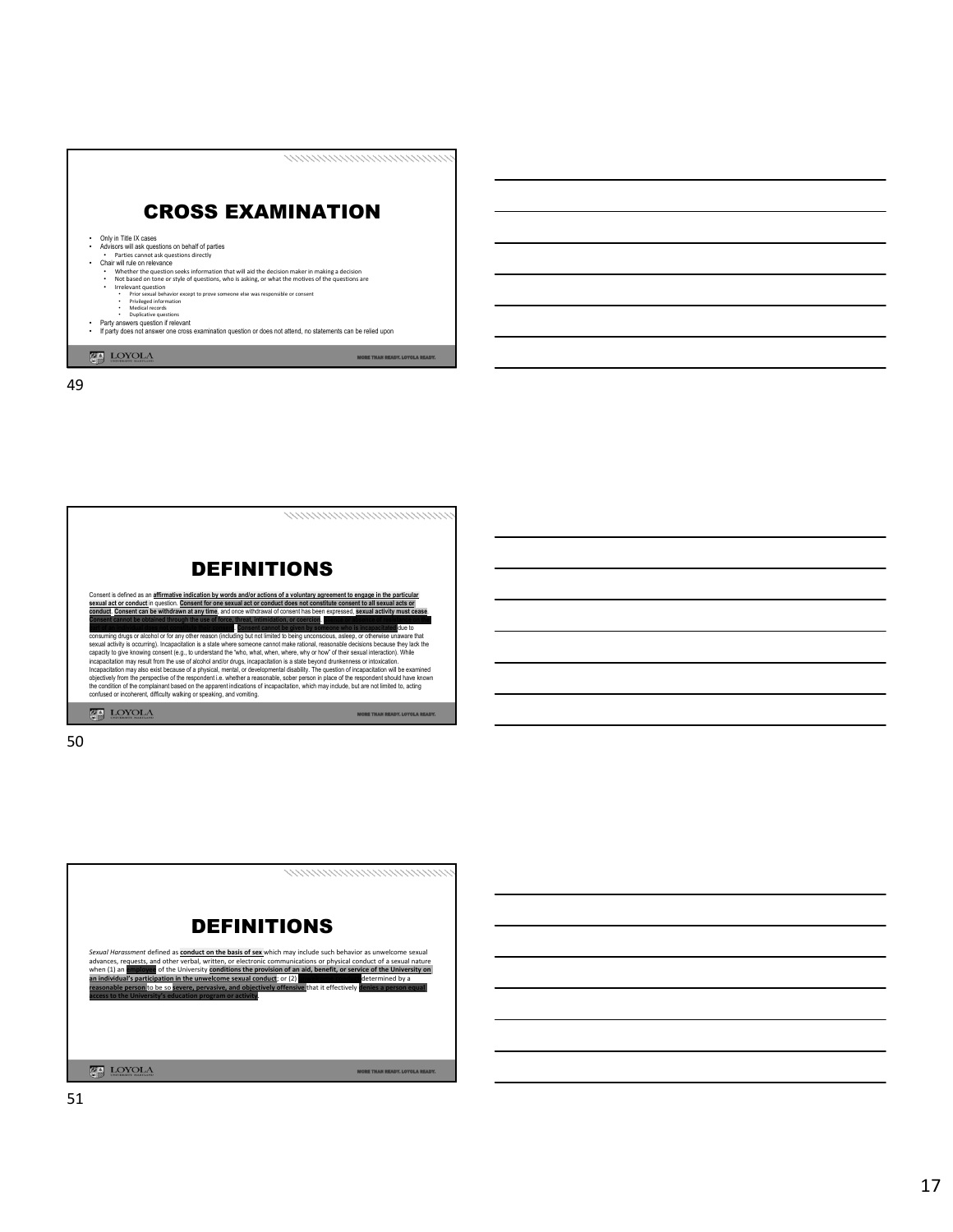# CROSS EXAMINATION

- Only in Title IX cases
- Advisors will ask questions on behalf of parties
  - Parties cannot ask questions directly
- Chair will rule on relevance
  - Whether the question seeks information that will aid the decision maker in making a decision
  - Not based on tone or style of questions, who is asking, or what the motives of the questions are
  - Irrelevant question
    - Prior sexual behavior except to prove someone else was responsible or consent
    - Privileged information
    - Medical records
    - Duplicative questions
- Party answers question if relevant
- If party does not answer one cross examination question or does not attend, no statements can be relied upon

# DEFINITIONS

Consent is defined as an **affirmative indication by words and/or actions of a voluntary agreement to engage in the particular sexual act or conduct** in question. **Consent for one sexual act or conduct does not constitute consent to all sexual acts or conduct. Consent can be withdrawn at any time**, and once withdrawal of consent has been expressed, **sexual activity must cease. Consent cannot be obtained through the use of force, threat, intimidation, or coercion.** Silence or absence of resistance on the part of an individual does not constitute their consent. **Consent cannot be given by someone who is incapacitated** due to consuming drugs or alcohol or for any other reason (including but not limited to being unconscious, asleep, or otherwise unaware that sexual activity is occurring). Incapacitation is a state where someone cannot make rational, reasonable decisions because they lack the capacity to give knowing consent (e.g., to understand the "who, what, when, where, why or how" of their sexual interaction). While incapacitation may result from the use of alcohol and/or drugs, incapacitation is a state beyond drunkenness or intoxication. Incapacitation may also exist because of a physical, mental, or developmental disability. The question of incapacitation will be examined objectively from the perspective of the respondent i.e. whether a reasonable, sober person in place of the respondent should have known the condition of the complainant based on the apparent indications of incapacitation, which may include, but are not limited to, acting confused or incoherent, difficulty walking or speaking, and vomiting.

# DEFINITIONS

*Sexual Harassment* defined as **conduct on the basis of sex** which may include such behavior as unwelcome sexual advances, requests, and other verbal, written, or electronic communications or physical conduct of a sexual nature when (1) an **employee** of the University **conditions the provision of an aid, benefit, or service of the University on an individual's participation in the unwelcome sexual conduct**; or (2) **unwelcome conduct** determined by a **reasonable person** to be so **severe, pervasive, and objectively offensive** that it effectively **denies a person equal access to the University's education program or activity**.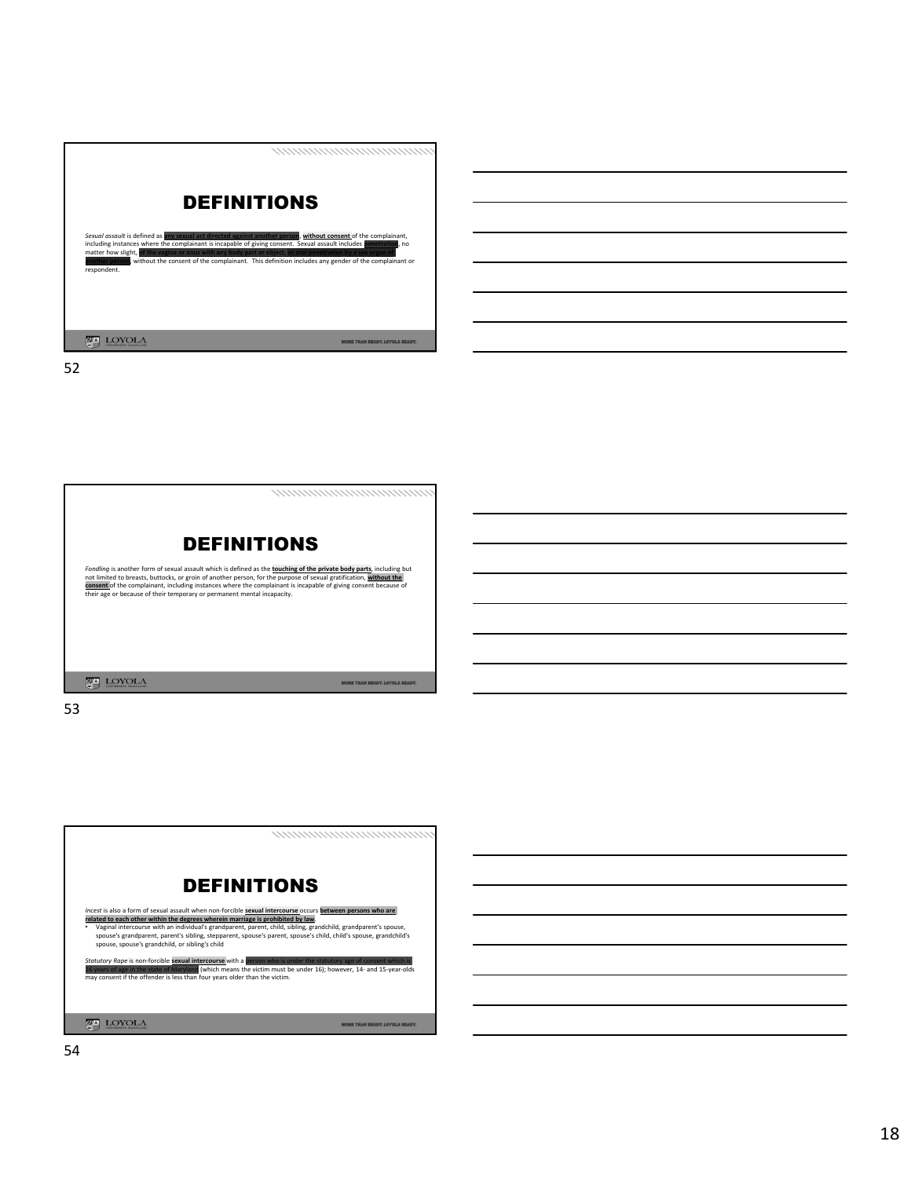# DEFINITIONS

*Sexual assault* is defined as **any sexual act directed against another person**, **without consent** of the complainant, including instances where the complainant is incapable of giving consent. Sexual assault includes **penetration**, no matter how slight, of the vagina or anus with any body part or object, or oral penetration by a sex organ of another person, without the consent of the complainant. This definition includes any gender of the complainant or respondent.

# DEFINITIONS

*Fondling* is another form of sexual assault which is defined as the **touching of the private body parts**, including but not limited to breasts, buttocks, or groin of another person, for the purpose of sexual gratification, **without the consent** of the complainant, including instances where the complainant is incapable of giving consent because of their age or because of their temporary or permanent mental incapacity.

# DEFINITIONS

*Incest* is also a form of sexual assault when non-forcible **sexual intercourse** occurs **between persons who are related to each other within the degrees wherein marriage is prohibited by law**.

- Vaginal intercourse with an individual's grandparent, parent, child, sibling, grandchild, grandparent's spouse, spouse's grandparent, parent's sibling, stepparent, spouse's parent, spouse's child, child's spouse, grandchild's spouse, spouse's grandchild, or sibling's child

*Statutory Rape* is non-forcible **sexual intercourse** with a person who is under the statutory age of consent which is 16 years of age in the state of Maryland (which means the victim must be under 16); however, 14- and 15-year-olds may consent if the offender is less than four years older than the victim.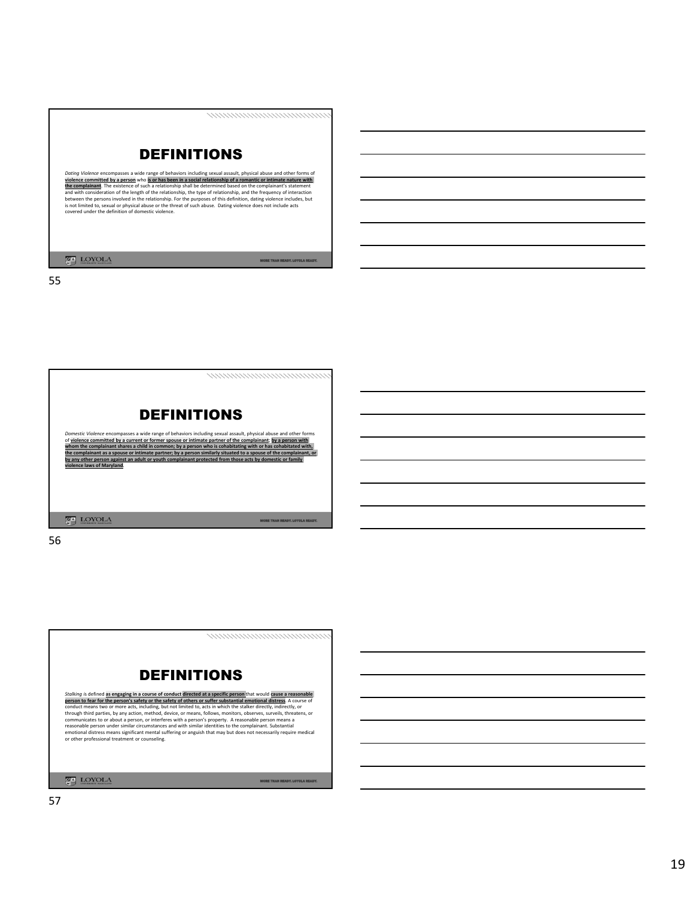## DEFINITIONS

*Dating Violence* encompasses a wide range of behaviors including sexual assault, physical abuse and other forms of **violence committed by a person** who **is or has been in a social relationship of a romantic or intimate nature with the complainant**. The existence of such a relationship shall be determined based on the complainant's statement and with consideration of the length of the relationship, the type of relationship, and the frequency of interaction between the persons involved in the relationship. For the purposes of this definition, dating violence includes, but is not limited to, sexual or physical abuse or the threat of such abuse. Dating violence does not include acts covered under the definition of domestic violence.

## DEFINITIONS

*Domestic Violence* encompasses a wide range of behaviors including sexual assault, physical abuse and other forms of **violence committed by a current or former spouse or intimate partner of the complainant**; **by a person with whom the complainant shares a child in common; by a person who is cohabitating with or has cohabitated with, the complainant as a spouse or intimate partner; by a person similarly situated to a spouse of the complainant, or by any other person against an adult or youth complainant protected from those acts by domestic or family violence laws of Maryland**.

## DEFINITIONS

*Stalking* is defined **as engaging in a course of conduct directed at a specific person** that would **cause a reasonable person to fear for the person's safety or the safety of others or suffer substantial emotional distress**. A course of conduct means two or more acts, including, but not limited to, acts in which the stalker directly, indirectly, or through third parties, by any action, method, device, or means, follows, monitors, observes, surveils, threatens, or communicates to or about a person, or interferes with a person's property. A reasonable person means a reasonable person under similar circumstances and with similar identities to the complainant. Substantial emotional distress means significant mental suffering or anguish that may but does not necessarily require medical or other professional treatment or counseling.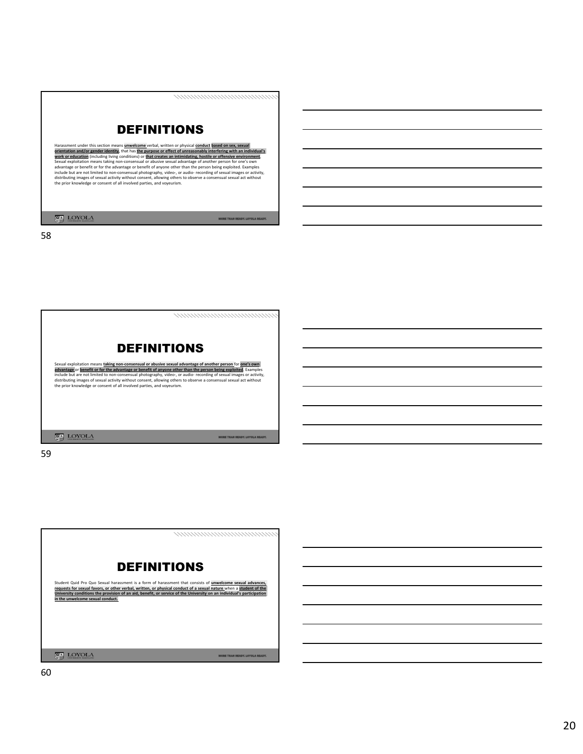## DEFINITIONS

Harassment under this section means **unwelcome** verbal, written or physical **conduct based on sex, sexual orientation and/or gender identity**, that has **the purpose or effect of unreasonably interfering with an individual's work or education** (including living conditions) or **that creates an intimidating, hostile or offensive environment**.
Sexual exploitation means taking non-consensual or abusive sexual advantage of another person for one's own advantage or benefit or for the advantage or benefit of anyone other than the person being exploited. Examples include but are not limited to non-consensual photography, video-, or audio- recording of sexual images or activity, distributing images of sexual activity without consent, allowing others to observe a consensual sexual act without the prior knowledge or consent of all involved parties, and voyeurism.

LOYOLA

MORE THAN READY. LOYOLA READY.

## DEFINITIONS

Sexual exploitation means **taking non-consensual or abusive sexual advantage of another person** for **one's own advantage** or **benefit or for the advantage or benefit of anyone other than the person being exploited**. Examples include but are not limited to non-consensual photography, video-, or audio- recording of sexual images or activity, distributing images of sexual activity without consent, allowing others to observe a consensual sexual act without the prior knowledge or consent of all involved parties, and voyeurism.

LOYOLA

MORE THAN READY. LOYOLA READY.

## DEFINITIONS

Student Quid Pro Quo Sexual harassment is a form of harassment that consists of **unwelcome sexual advances, requests for sexual favors, or other verbal, written, or physical conduct of a sexual nature** when a **student of the University conditions the provision of an aid, benefit, or service of the University on an individual's participation in the unwelcome sexual conduct.**

LOYOLA

MORE THAN READY. LOYOLA READY.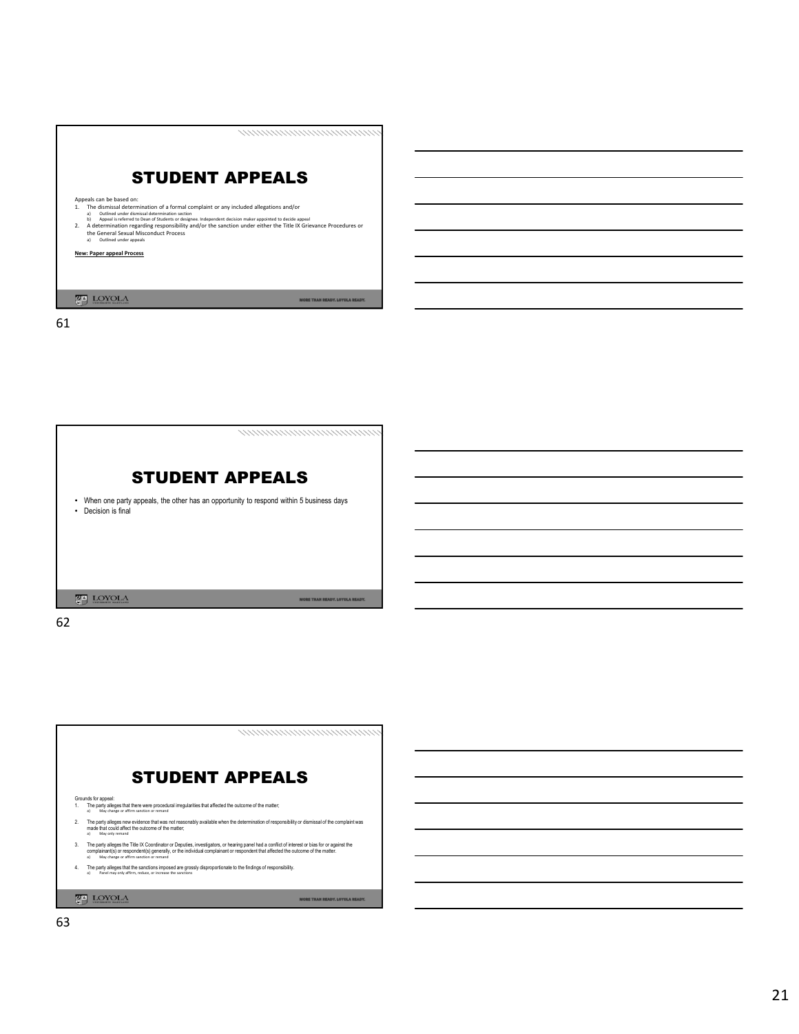## STUDENT APPEALS

Appeals can be based on:

1. The dismissal determination of a formal complaint or any included allegations and/or
   a) Outlined under dismissal determination section
   b) Appeal is referred to Dean of Students or designee. Independent decision maker appointed to decide appeal
2. A determination regarding responsibility and/or the sanction under either the Title IX Grievance Procedures or the General Sexual Misconduct Process
   a) Outlined under appeals

**New: Paper appeal Process**

## STUDENT APPEALS

- When one party appeals, the other has an opportunity to respond within 5 business days
- Decision is final

## STUDENT APPEALS

Grounds for appeal:

1. The party alleges that there were procedural irregularities that affected the outcome of the matter;
   a) May change or affirm sanction or remand
2. The party alleges new evidence that was not reasonably available when the determination of responsibility or dismissal of the complaint was made that could affect the outcome of the matter;
   a) May only remand
3. The party alleges the Title IX Coordinator or Deputies, investigators, or hearing panel had a conflict of interest or bias for or against the complainant(s) or respondent(s) generally, or the individual complainant or respondent that affected the outcome of the matter.
   a) May change or affirm sanction or remand
4. The party alleges that the sanctions imposed are grossly disproportionate to the findings of responsibility.
   a) Panel may only affirm, reduce, or increase the sanctions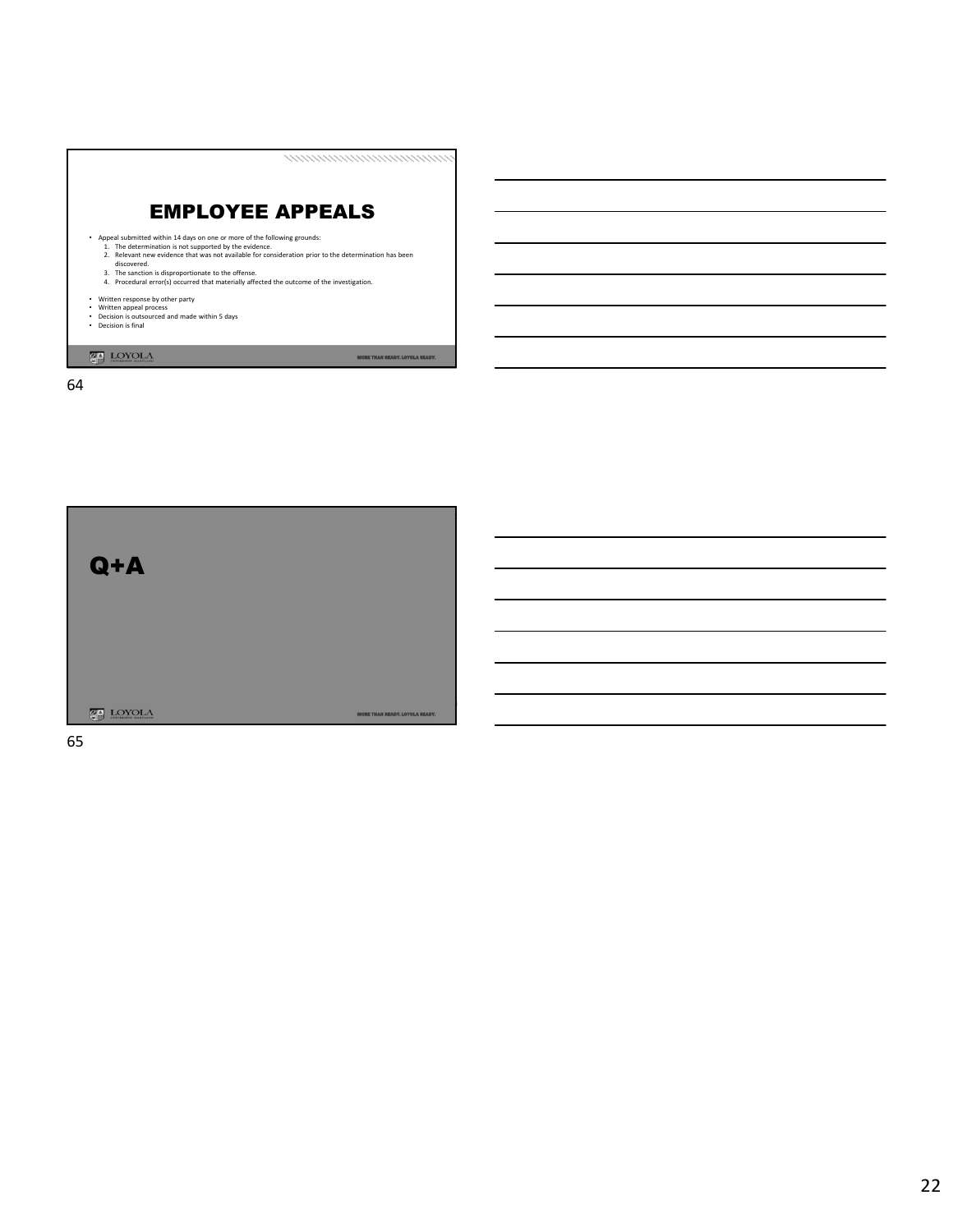## EMPLOYEE APPEALS

- Appeal submitted within 14 days on one or more of the following grounds:
  1. The determination is not supported by the evidence.
  2. Relevant new evidence that was not available for consideration prior to the determination has been discovered.
  3. The sanction is disproportionate to the offense.
  4. Procedural error(s) occurred that materially affected the outcome of the investigation.
- Written response by other party
- Written appeal process
- Decision is outsourced and made within 5 days
- Decision is final

LOYOLA

MORE THAN READY. LOYOLA READY.

64

## Q+A

LOYOLA

MORE THAN READY. LOYOLA READY.

65